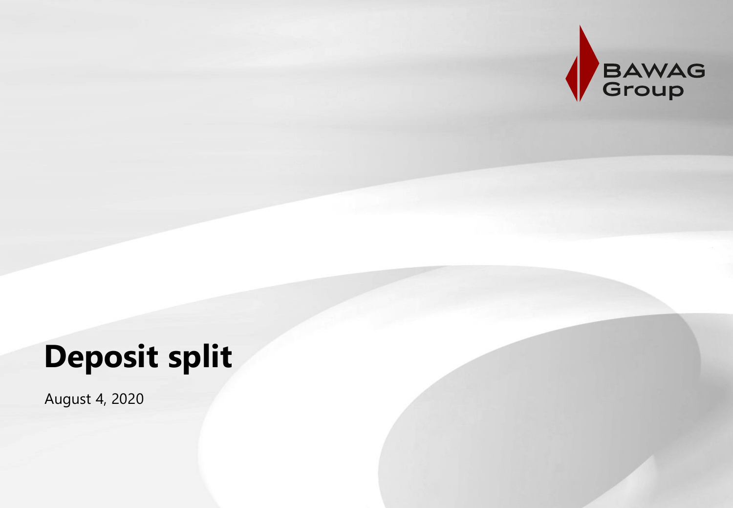BAWAG Group

# Deposit split

August 4, 2020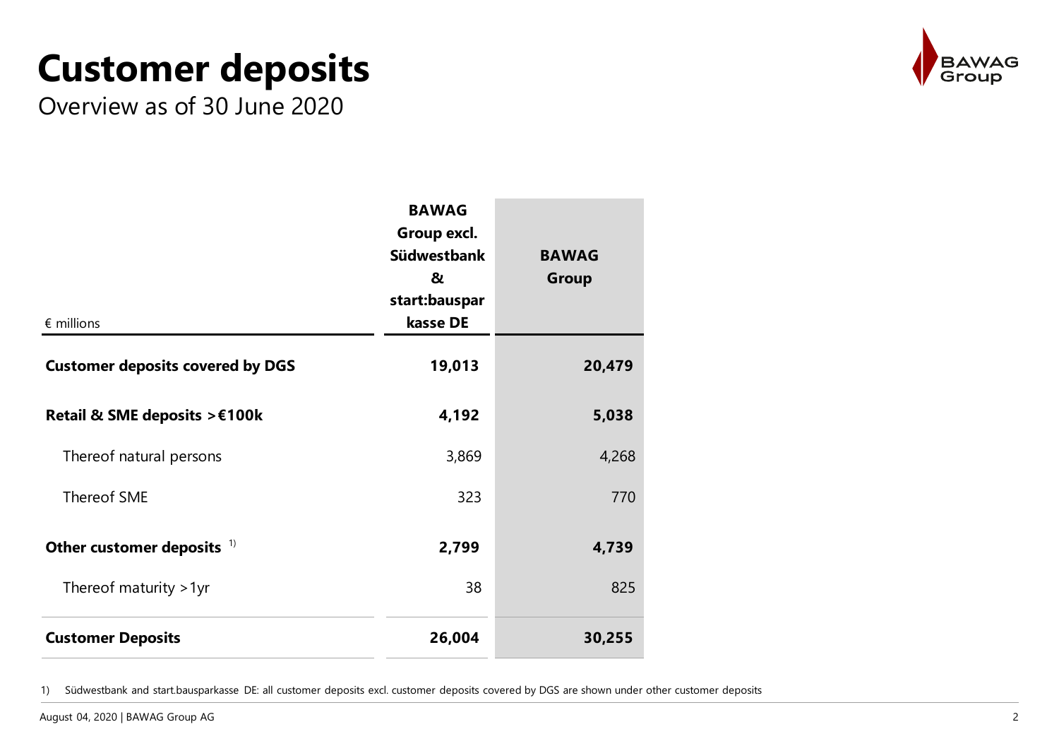# Customer deposits

Overview as of 30 June 2020

| € millions | BAWAG Group excl. Südwestbank & start:bausparkasse DE | BAWAG Group |
|---|---|---|
| **Customer deposits covered by DGS** | **19,013** | **20,479** |
| **Retail & SME deposits >€100k** | **4,192** | **5,038** |
| Thereof natural persons | 3,869 | 4,268 |
| Thereof SME | 323 | 770 |
| **Other customer deposits** [1] | **2,799** | **4,739** |
| Thereof maturity >1yr | 38 | 825 |
| **Customer Deposits** | **26,004** | **30,255** |

1) Südwestbank and start.bausparkasse DE: all customer deposits excl. customer deposits covered by DGS are shown under other customer deposits

August 04, 2020 | BAWAG Group AG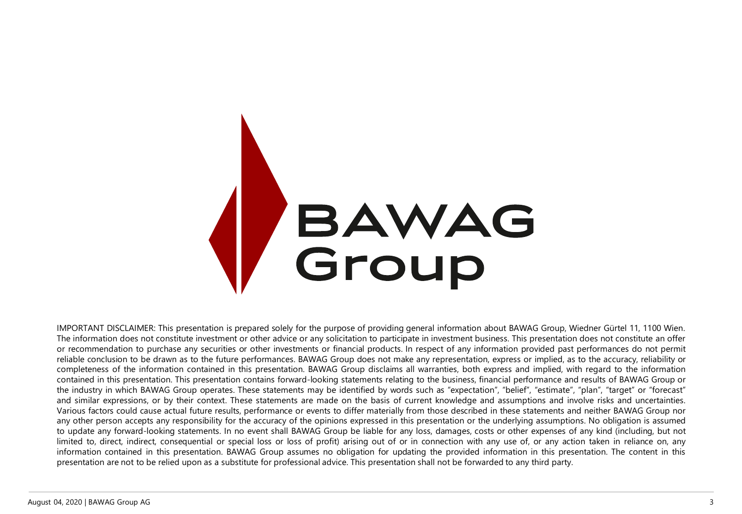BAWAG
Group

IMPORTANT DISCLAIMER: This presentation is prepared solely for the purpose of providing general information about BAWAG Group, Wiedner Gürtel 11, 1100 Wien. The information does not constitute investment or other advice or any solicitation to participate in investment business. This presentation does not constitute an offer or recommendation to purchase any securities or other investments or financial products. In respect of any information provided past performances do not permit reliable conclusion to be drawn as to the future performances. BAWAG Group does not make any representation, express or implied, as to the accuracy, reliability or completeness of the information contained in this presentation. BAWAG Group disclaims all warranties, both express and implied, with regard to the information contained in this presentation. This presentation contains forward-looking statements relating to the business, financial performance and results of BAWAG Group or the industry in which BAWAG Group operates. These statements may be identified by words such as "expectation", "belief", "estimate", "plan", "target" or "forecast" and similar expressions, or by their context. These statements are made on the basis of current knowledge and assumptions and involve risks and uncertainties. Various factors could cause actual future results, performance or events to differ materially from those described in these statements and neither BAWAG Group nor any other person accepts any responsibility for the accuracy of the opinions expressed in this presentation or the underlying assumptions. No obligation is assumed to update any forward-looking statements. In no event shall BAWAG Group be liable for any loss, damages, costs or other expenses of any kind (including, but not limited to, direct, indirect, consequential or special loss or loss of profit) arising out of or in connection with any use of, or any action taken in reliance on, any information contained in this presentation. BAWAG Group assumes no obligation for updating the provided information in this presentation. The content in this presentation are not to be relied upon as a substitute for professional advice. This presentation shall not be forwarded to any third party.